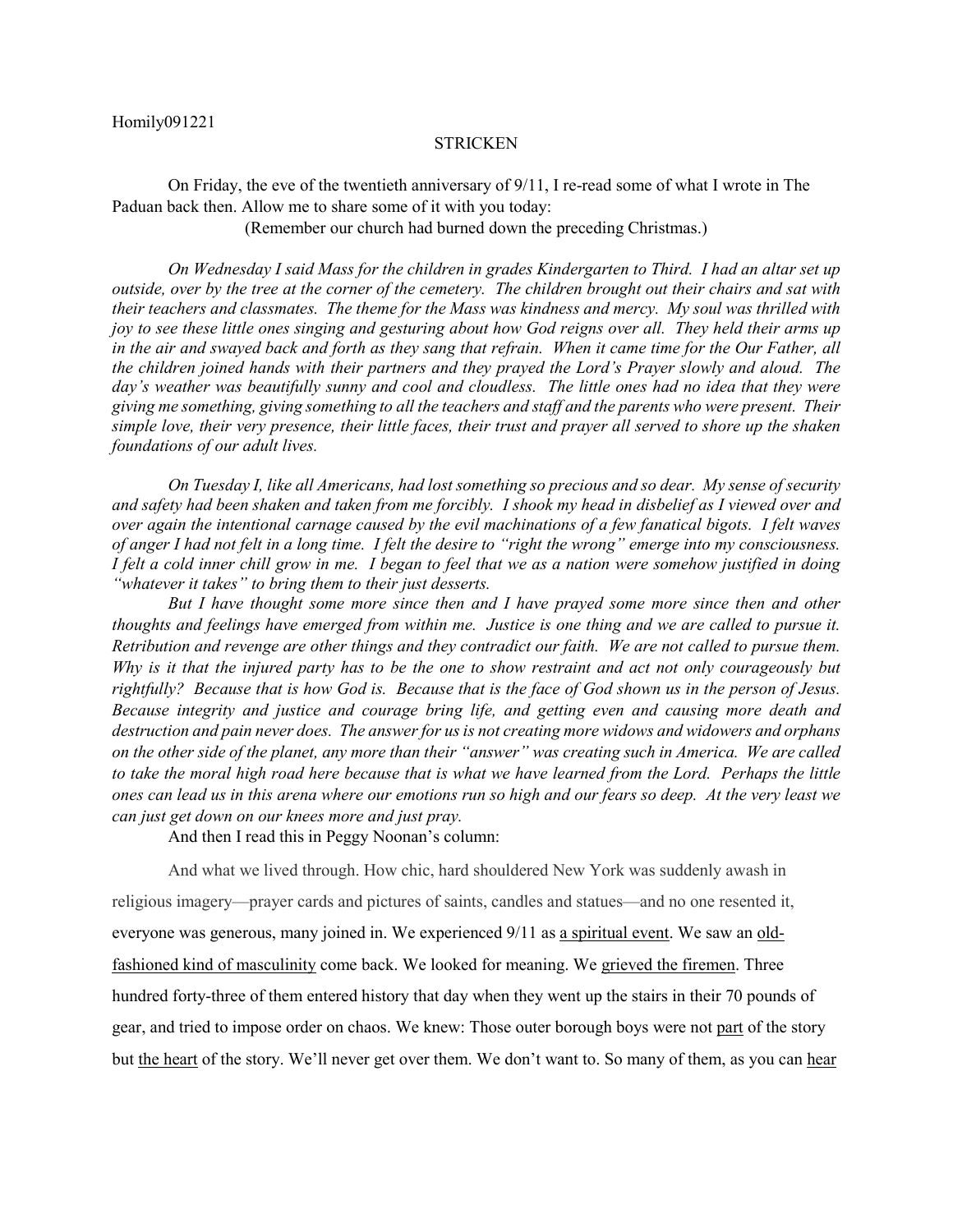Homily091221

# STRICKEN

On Friday, the eve of the twentieth anniversary of 9/11, I re-read some of what I wrote in The Paduan back then. Allow me to share some of it with you today:

(Remember our church had burned down the preceding Christmas.)

*On Wednesday I said Mass for the children in grades Kindergarten to Third. I had an altar set up outside, over by the tree at the corner of the cemetery. The children brought out their chairs and sat with their teachers and classmates. The theme for the Mass was kindness and mercy. My soul was thrilled with joy to see these little ones singing and gesturing about how God reigns over all. They held their arms up in the air and swayed back and forth as they sang that refrain. When it came time for the Our Father, all the children joined hands with their partners and they prayed the Lord's Prayer slowly and aloud. The day's weather was beautifully sunny and cool and cloudless. The little ones had no idea that they were giving me something, giving something to all the teachers and staff and the parents who were present. Their simple love, their very presence, their little faces, their trust and prayer all served to shore up the shaken foundations of our adult lives.*

*On Tuesday I, like all Americans, had lost something so precious and so dear. My sense of security and safety had been shaken and taken from me forcibly. I shook my head in disbelief as I viewed over and over again the intentional carnage caused by the evil machinations of a few fanatical bigots. I felt waves of anger I had not felt in a long time. I felt the desire to "right the wrong" emerge into my consciousness. I felt a cold inner chill grow in me. I began to feel that we as a nation were somehow justified in doing "whatever it takes" to bring them to their just desserts.*

*But I have thought some more since then and I have prayed some more since then and other thoughts and feelings have emerged from within me. Justice is one thing and we are called to pursue it. Retribution and revenge are other things and they contradict our faith. We are not called to pursue them. Why is it that the injured party has to be the one to show restraint and act not only courageously but rightfully? Because that is how God is. Because that is the face of God shown us in the person of Jesus. Because integrity and justice and courage bring life, and getting even and causing more death and destruction and pain never does. The answer for us is not creating more widows and widowers and orphans on the other side of the planet, any more than their "answer" was creating such in America. We are called to take the moral high road here because that is what we have learned from the Lord. Perhaps the little ones can lead us in this arena where our emotions run so high and our fears so deep. At the very least we can just get down on our knees more and just pray.*

And then I read this in Peggy Noonan's column:

And what we lived through. How chic, hard shouldered New York was suddenly awash in religious imagery—prayer cards and pictures of saints, candles and statues—and no one resented it, everyone was generous, many joined in. We experienced 9/11 as <u>a spiritual event</u>. We saw an <u>old-fashioned kind of masculinity</u> come back. We looked for meaning. We <u>grieved the firemen</u>. Three hundred forty-three of them entered history that day when they went up the stairs in their 70 pounds of gear, and tried to impose order on chaos. We knew: Those outer borough boys were not <u>part</u> of the story but <u>the heart</u> of the story. We'll never get over them. We don't want to. So many of them, as you can <u>hear</u>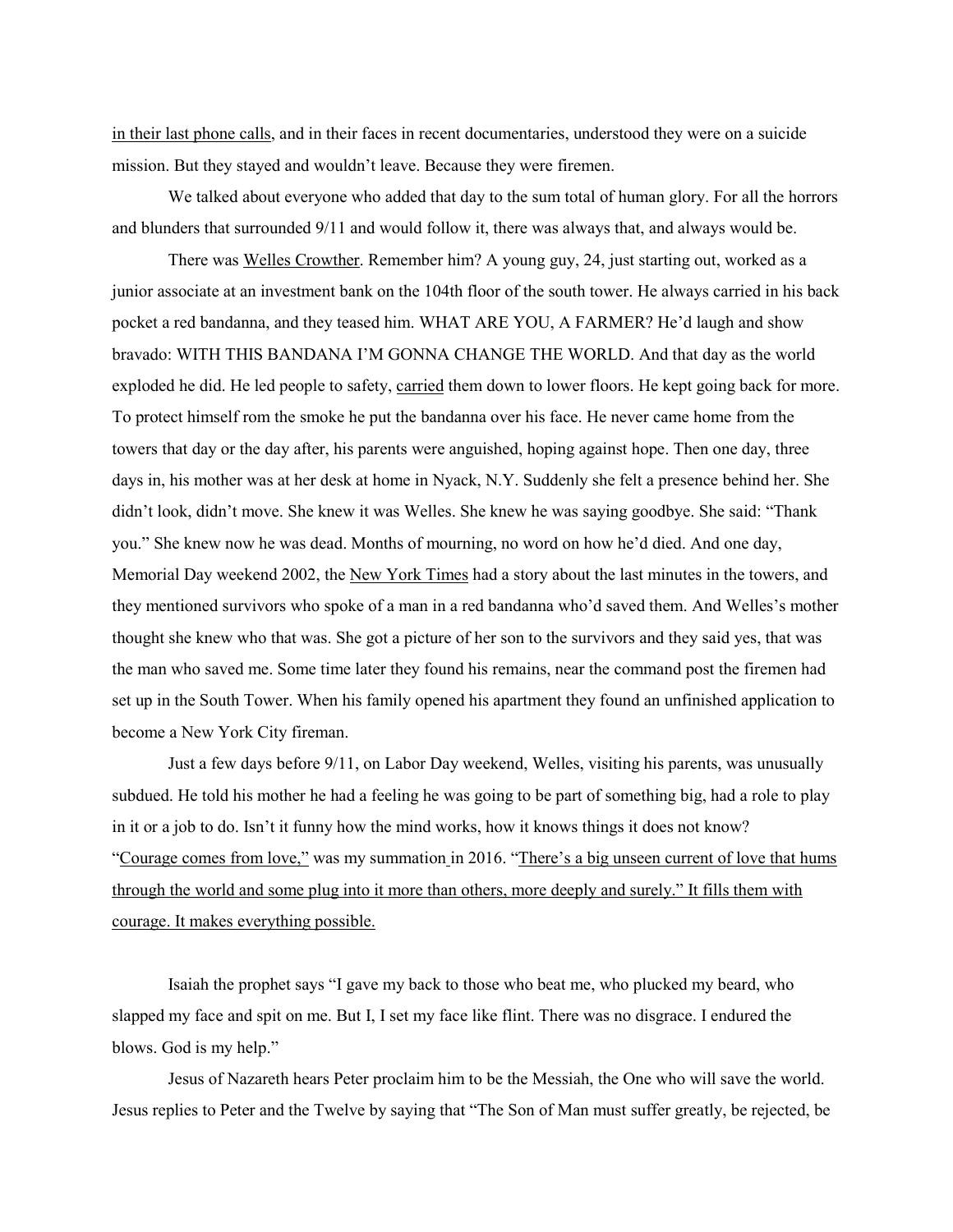in their last phone calls, and in their faces in recent documentaries, understood they were on a suicide mission. But they stayed and wouldn't leave. Because they were firemen.

We talked about everyone who added that day to the sum total of human glory. For all the horrors and blunders that surrounded 9/11 and would follow it, there was always that, and always would be.

There was Welles Crowther. Remember him? A young guy, 24, just starting out, worked as a junior associate at an investment bank on the 104th floor of the south tower. He always carried in his back pocket a red bandanna, and they teased him. WHAT ARE YOU, A FARMER? He'd laugh and show bravado: WITH THIS BANDANA I'M GONNA CHANGE THE WORLD. And that day as the world exploded he did. He led people to safety, carried them down to lower floors. He kept going back for more. To protect himself rom the smoke he put the bandanna over his face. He never came home from the towers that day or the day after, his parents were anguished, hoping against hope. Then one day, three days in, his mother was at her desk at home in Nyack, N.Y. Suddenly she felt a presence behind her. She didn't look, didn't move. She knew it was Welles. She knew he was saying goodbye. She said: "Thank you." She knew now he was dead. Months of mourning, no word on how he'd died. And one day, Memorial Day weekend 2002, the New York Times had a story about the last minutes in the towers, and they mentioned survivors who spoke of a man in a red bandanna who'd saved them. And Welles's mother thought she knew who that was. She got a picture of her son to the survivors and they said yes, that was the man who saved me. Some time later they found his remains, near the command post the firemen had set up in the South Tower. When his family opened his apartment they found an unfinished application to become a New York City fireman.

Just a few days before 9/11, on Labor Day weekend, Welles, visiting his parents, was unusually subdued. He told his mother he had a feeling he was going to be part of something big, had a role to play in it or a job to do. Isn't it funny how the mind works, how it knows things it does not know? "Courage comes from love," was my summation in 2016. "There's a big unseen current of love that hums through the world and some plug into it more than others, more deeply and surely." It fills them with courage. It makes everything possible.

Isaiah the prophet says "I gave my back to those who beat me, who plucked my beard, who slapped my face and spit on me. But I, I set my face like flint. There was no disgrace. I endured the blows. God is my help."

Jesus of Nazareth hears Peter proclaim him to be the Messiah, the One who will save the world. Jesus replies to Peter and the Twelve by saying that "The Son of Man must suffer greatly, be rejected, be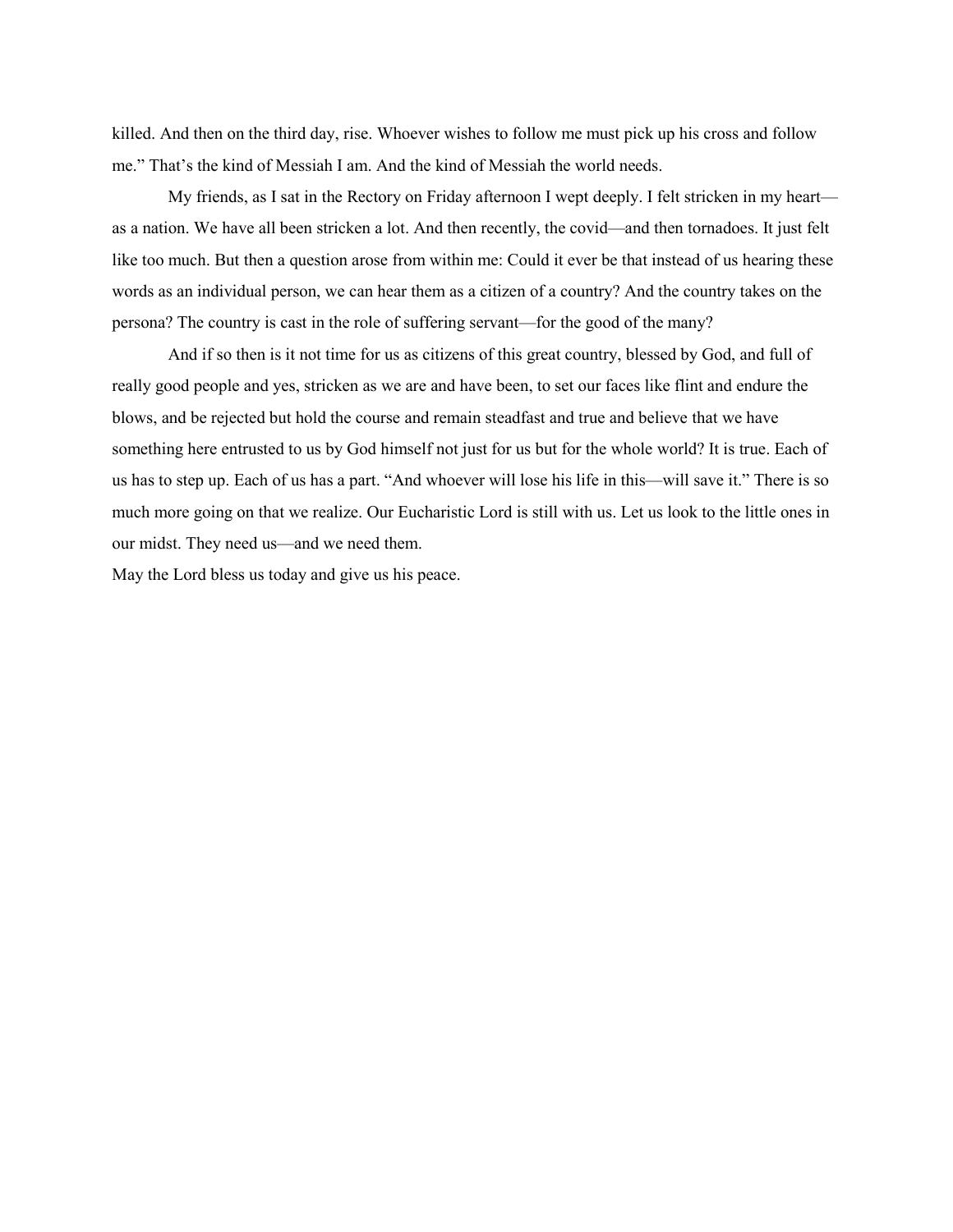killed. And then on the third day, rise. Whoever wishes to follow me must pick up his cross and follow me." That's the kind of Messiah I am. And the kind of Messiah the world needs.

My friends, as I sat in the Rectory on Friday afternoon I wept deeply. I felt stricken in my heart—as a nation. We have all been stricken a lot. And then recently, the covid—and then tornadoes. It just felt like too much. But then a question arose from within me: Could it ever be that instead of us hearing these words as an individual person, we can hear them as a citizen of a country? And the country takes on the persona? The country is cast in the role of suffering servant—for the good of the many?

And if so then is it not time for us as citizens of this great country, blessed by God, and full of really good people and yes, stricken as we are and have been, to set our faces like flint and endure the blows, and be rejected but hold the course and remain steadfast and true and believe that we have something here entrusted to us by God himself not just for us but for the whole world? It is true. Each of us has to step up. Each of us has a part. "And whoever will lose his life in this—will save it." There is so much more going on that we realize. Our Eucharistic Lord is still with us. Let us look to the little ones in our midst. They need us—and we need them.

May the Lord bless us today and give us his peace.